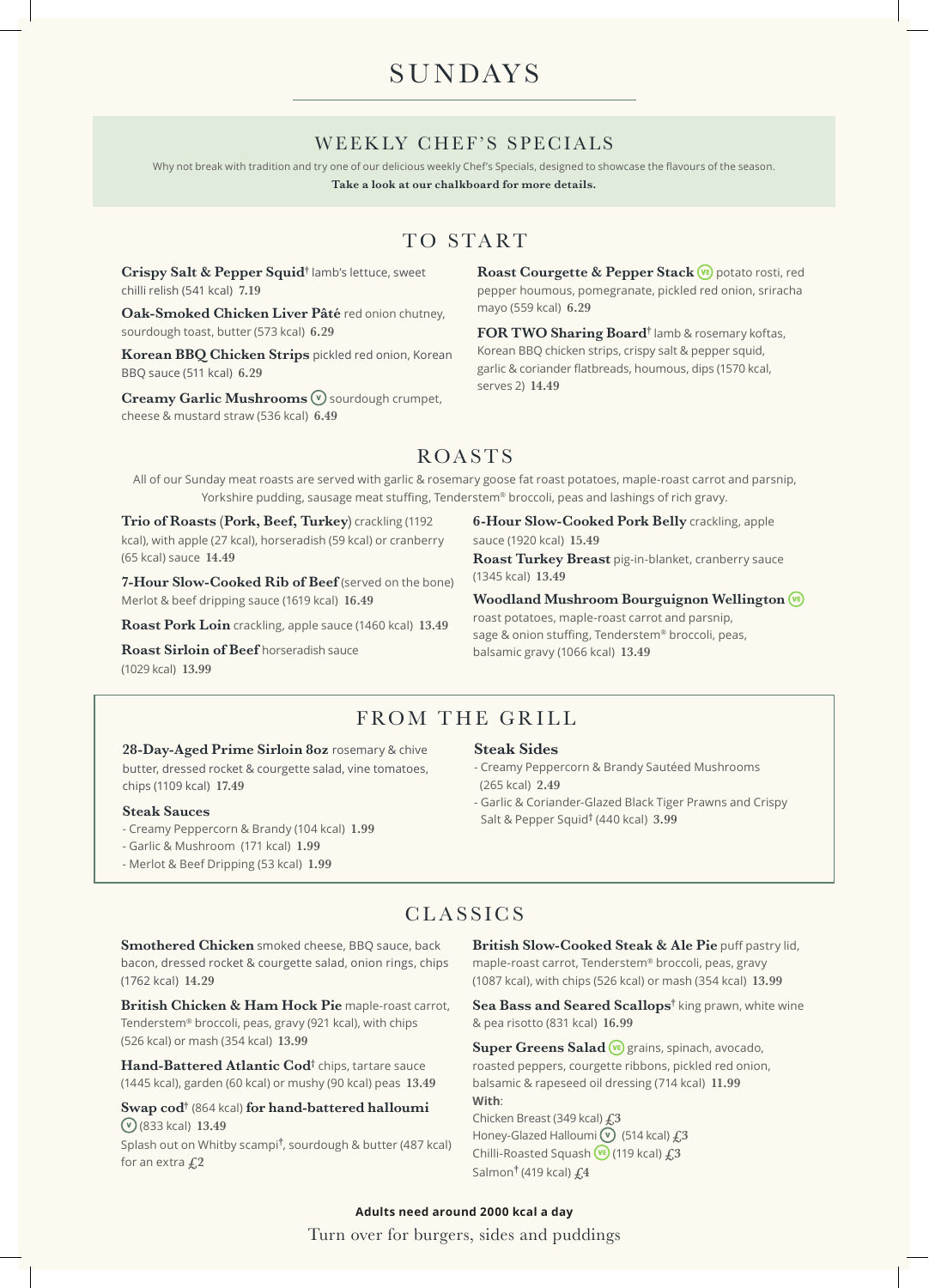# SUNDAYS

## WEEKLY CHEF'S SPECIALS

Why not break with tradition and try one of our delicious weekly Chef's Specials, designed to showcase the flavours of the season.

**Take a look at our chalkboard for more details.**

## TO START

**Crispy Salt & Pepper Squid**† lamb's lettuce, sweet chilli relish (541 kcal) **7.19**

**Oak-Smoked Chicken Liver Pâté** red onion chutney, sourdough toast, butter (573 kcal) **6.29**

**Korean BBQ Chicken Strips** pickled red onion, Korean BBQ sauce (511 kcal) **6.29**

**Creamy Garlic Mushrooms** (V) sourdough crumpet, cheese & mustard straw (536 kcal) **6.49**

**Roast Courgette & Pepper Stack** (VE) potato rosti, red pepper houmous, pomegranate, pickled red onion, sriracha mayo (559 kcal) **6.29**

**FOR TWO Sharing Board**† lamb & rosemary koftas, Korean BBQ chicken strips, crispy salt & pepper squid, garlic & coriander flatbreads, houmous, dips (1570 kcal, serves 2) **14.49**

## ROASTS

All of our Sunday meat roasts are served with garlic & rosemary goose fat roast potatoes, maple-roast carrot and parsnip, Yorkshire pudding, sausage meat stuffing, Tenderstem® broccoli, peas and lashings of rich gravy.

**Trio of Roasts (Pork, Beef, Turkey)** crackling (1192 kcal), with apple (27 kcal), horseradish (59 kcal) or cranberry (65 kcal) sauce **14.49**

**7-Hour Slow-Cooked Rib of Beef** (served on the bone) Merlot & beef dripping sauce (1619 kcal) **16.49**

**Roast Pork Loin** crackling, apple sauce (1460 kcal) **13.49**

**Roast Sirloin of Beef** horseradish sauce (1029 kcal) **13.99**

**6-Hour Slow-Cooked Pork Belly** crackling, apple sauce (1920 kcal) **15.49**

**Roast Turkey Breast** pig-in-blanket, cranberry sauce (1345 kcal) **13.49**

**Woodland Mushroom Bourguignon Wellington** (VE) roast potatoes, maple-roast carrot and parsnip, sage & onion stuffing, Tenderstem® broccoli, peas, balsamic gravy (1066 kcal) **13.49**

## FROM THE GRILL

**28-Day-Aged Prime Sirloin 8oz** rosemary & chive butter, dressed rocket & courgette salad, vine tomatoes, chips (1109 kcal) **17.49**

### Steak Sauces

- Creamy Peppercorn & Brandy (104 kcal) **1.99**
- Garlic & Mushroom (171 kcal) **1.99**
- Merlot & Beef Dripping (53 kcal) **1.99**

### Steak Sides

- Creamy Peppercorn & Brandy Sautéed Mushrooms (265 kcal) **2.49**
- Garlic & Coriander-Glazed Black Tiger Prawns and Crispy Salt & Pepper Squid† (440 kcal) **3.99**

## CLASSICS

**Smothered Chicken** smoked cheese, BBQ sauce, back bacon, dressed rocket & courgette salad, onion rings, chips (1762 kcal) **14.29**

**British Chicken & Ham Hock Pie** maple-roast carrot, Tenderstem® broccoli, peas, gravy (921 kcal), with chips (526 kcal) or mash (354 kcal) **13.99**

**Hand-Battered Atlantic Cod**† chips, tartare sauce (1445 kcal), garden (60 kcal) or mushy (90 kcal) peas **13.49**

**Swap cod**† (864 kcal) **for hand-battered halloumi** (V) (833 kcal) **13.49**

Splash out on Whitby scampi†, sourdough & butter (487 kcal) for an extra **£2**

**British Slow-Cooked Steak & Ale Pie** puff pastry lid, maple-roast carrot, Tenderstem® broccoli, peas, gravy (1087 kcal), with chips (526 kcal) or mash (354 kcal) **13.99**

**Sea Bass and Seared Scallops**† king prawn, white wine & pea risotto (831 kcal) **16.99**

**Super Greens Salad** (VE) grains, spinach, avocado, roasted peppers, courgette ribbons, pickled red onion, balsamic & rapeseed oil dressing (714 kcal) **11.99**

**With**:

Chicken Breast (349 kcal) **£3**

Honey-Glazed Halloumi (V) (514 kcal) **£3**

Chilli-Roasted Squash (VE) (119 kcal) **£3**

Salmon† (419 kcal) **£4**

**Adults need around 2000 kcal a day**

Turn over for burgers, sides and puddings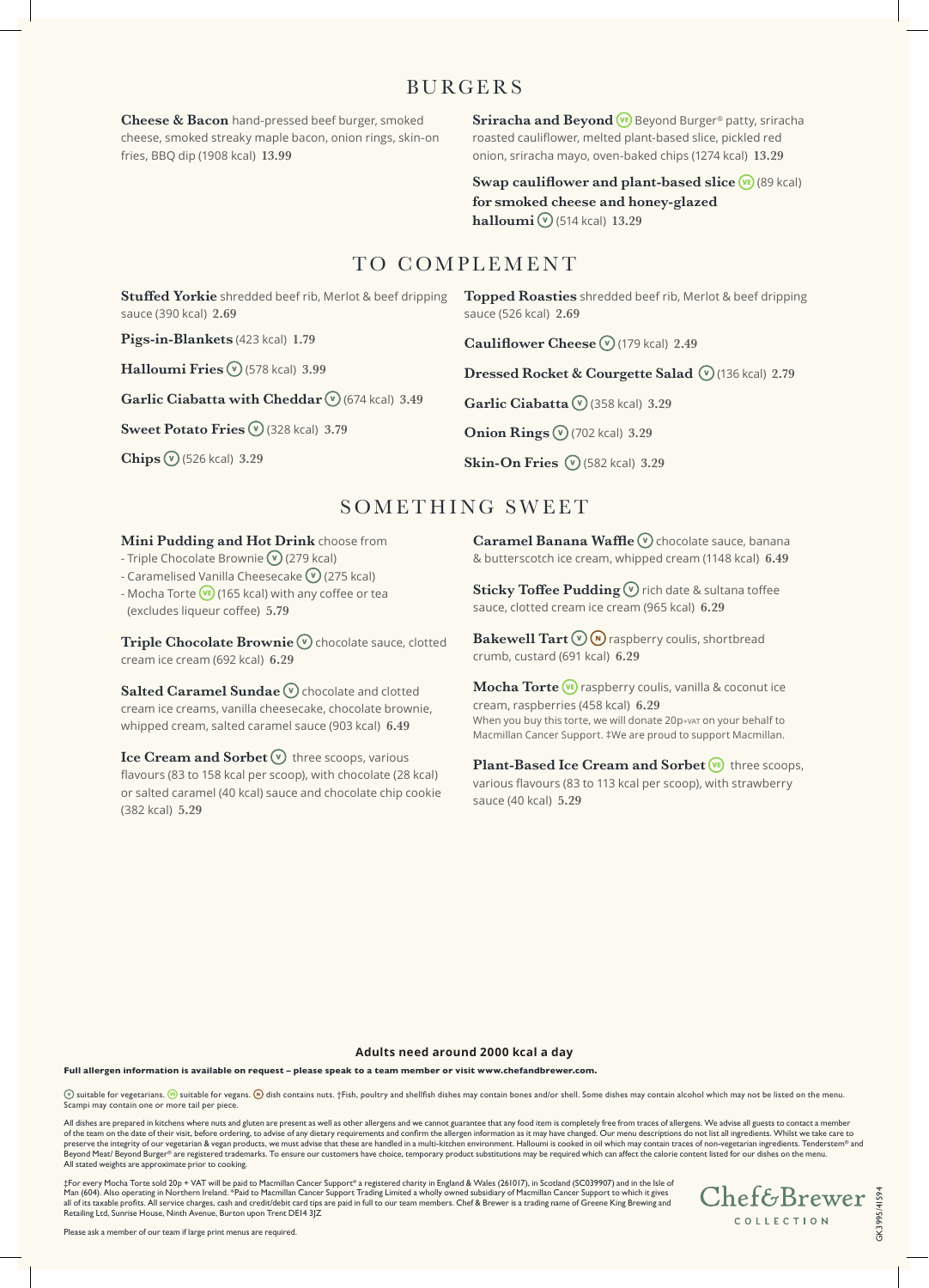## BURGERS

**Cheese & Bacon** hand-pressed beef burger, smoked cheese, smoked streaky maple bacon, onion rings, skin-on fries, BBQ dip (1908 kcal) **13.99**

**Sriracha and Beyond** (VE) Beyond Burger® patty, sriracha roasted cauliflower, melted plant-based slice, pickled red onion, sriracha mayo, oven-baked chips (1274 kcal) **13.29**

**Swap cauliflower and plant-based slice** (VE) (89 kcal) **for smoked cheese and honey-glazed halloumi** (V) (514 kcal) **13.29**

## TO COMPLEMENT

**Stuffed Yorkie** shredded beef rib, Merlot & beef dripping sauce (390 kcal) **2.69**

**Pigs-in-Blankets** (423 kcal) **1.79**

**Halloumi Fries** (V) (578 kcal) **3.99**

**Garlic Ciabatta with Cheddar** (V) (674 kcal) **3.49**

**Sweet Potato Fries** (V) (328 kcal) **3.79**

**Chips** (V) (526 kcal) **3.29**

**Topped Roasties** shredded beef rib, Merlot & beef dripping sauce (526 kcal) **2.69**

**Cauliflower Cheese** (V) (179 kcal) **2.49**

**Dressed Rocket & Courgette Salad** (V) (136 kcal) **2.79**

**Garlic Ciabatta** (V) (358 kcal) **3.29**

**Onion Rings** (V) (702 kcal) **3.29**

**Skin-On Fries** (V) (582 kcal) **3.29**

## SOMETHING SWEET

**Mini Pudding and Hot Drink** choose from
- Triple Chocolate Brownie (V) (279 kcal)
- Caramelised Vanilla Cheesecake (V) (275 kcal)
- Mocha Torte (VE) (165 kcal) with any coffee or tea (excludes liqueur coffee) **5.79**

**Triple Chocolate Brownie** (V) chocolate sauce, clotted cream ice cream (692 kcal) **6.29**

**Salted Caramel Sundae** (V) chocolate and clotted cream ice creams, vanilla cheesecake, chocolate brownie, whipped cream, salted caramel sauce (903 kcal) **6.49**

**Ice Cream and Sorbet** (V) three scoops, various flavours (83 to 158 kcal per scoop), with chocolate (28 kcal) or salted caramel (40 kcal) sauce and chocolate chip cookie (382 kcal) **5.29**

**Caramel Banana Waffle** (V) chocolate sauce, banana & butterscotch ice cream, whipped cream (1148 kcal) **6.49**

**Sticky Toffee Pudding** (V) rich date & sultana toffee sauce, clotted cream ice cream (965 kcal) **6.29**

**Bakewell Tart** (V) (N) raspberry coulis, shortbread crumb, custard (691 kcal) **6.29**

**Mocha Torte** (VE) raspberry coulis, vanilla & coconut ice cream, raspberries (458 kcal) **6.29**
When you buy this torte, we will donate 20p+VAT on your behalf to Macmillan Cancer Support. ‡We are proud to support Macmillan.

**Plant-Based Ice Cream and Sorbet** (VE) three scoops, various flavours (83 to 113 kcal per scoop), with strawberry sauce (40 kcal) **5.29**

**Adults need around 2000 kcal a day**

**Full allergen information is available on request – please speak to a team member or visit www.chefandbrewer.com.**

(V) suitable for vegetarians. (VE) suitable for vegans. (N) dish contains nuts. †Fish, poultry and shellfish dishes may contain bones and/or shell. Some dishes may contain alcohol which may not be listed on the menu. Scampi may contain one or more tail per piece.

All dishes are prepared in kitchens where nuts and gluten are present as well as other allergens and we cannot guarantee that any food item is completely free from traces of allergens. We advise all guests to contact a member of the team on the date of their visit, before ordering, to advise of any dietary requirements and confirm the allergen information as it may have changed. Our menu descriptions do not list all ingredients. Whilst we take care to preserve the integrity of our vegetarian & vegan products, we must advise that these are handled in a multi-kitchen environment. Halloumi is cooked in oil which may contain traces of non-vegetarian ingredients. Tenderstem® and Beyond Meat/ Beyond Burger® are registered trademarks. To ensure our customers have choice, temporary product substitutions may be required which can affect the calorie content listed for our dishes on the menu. All stated weights are approximate prior to cooking.

‡For every Mocha Torte sold 20p + VAT will be paid to Macmillan Cancer Support* a registered charity in England & Wales (261017), in Scotland (SC039907) and in the Isle of Man (604). Also operating in Northern Ireland. *Paid to Macmillan Cancer Support Trading Limited a wholly owned subsidiary of Macmillan Cancer Support to which it gives all of its taxable profits. All service charges, cash and credit/debit card tips are paid in full to our team members. Chef & Brewer is a trading name of Greene King Brewing and Retailing Ltd, Sunrise House, Ninth Avenue, Burton upon Trent DE14 3JZ

Please ask a member of our team if large print menus are required.

Chef&Brewer COLLECTION

GK3995/41594